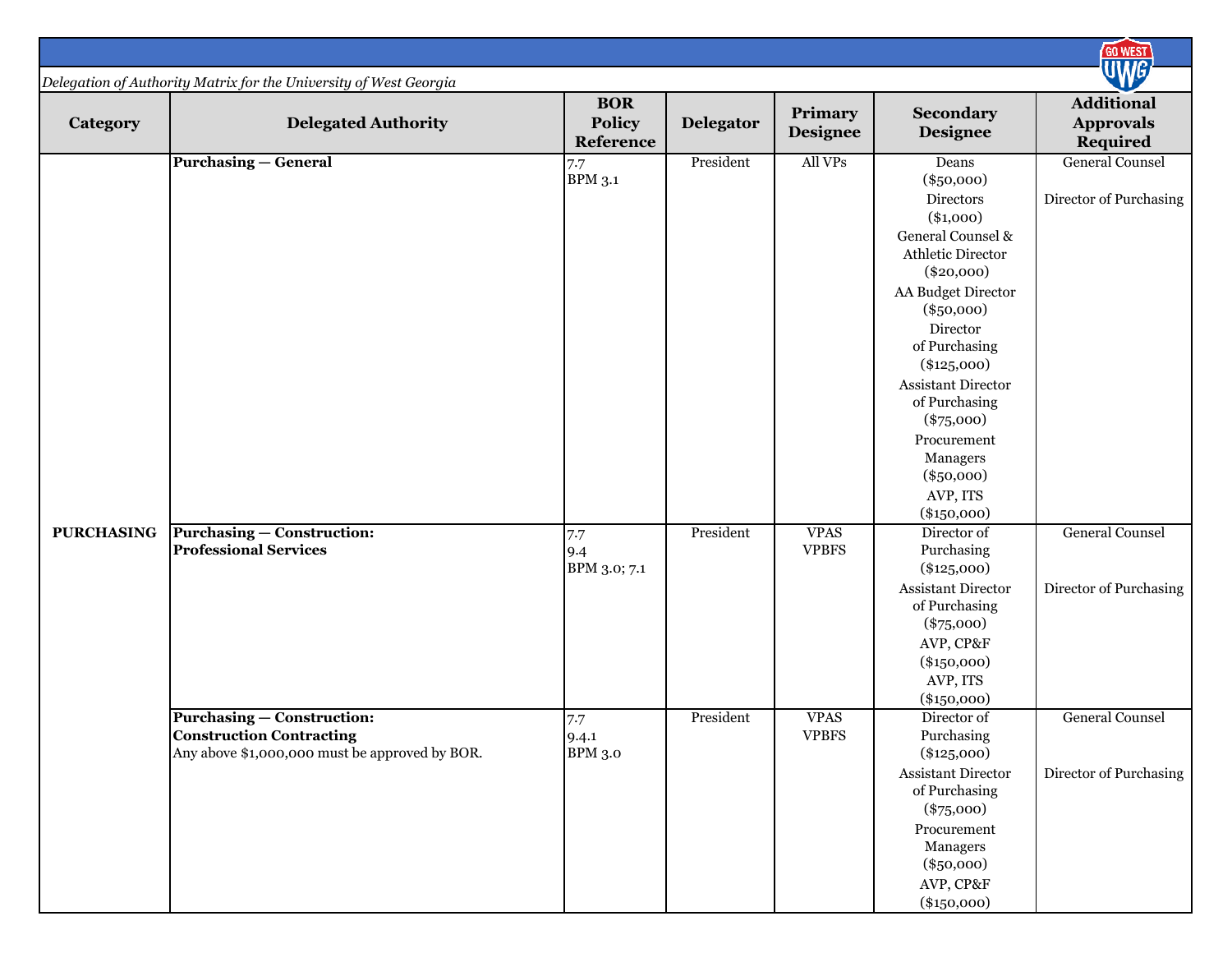*Delegation of Authority Matrix for the University of West Georgia*

| Category | Delegated Authority | BOR Policy Reference | Delegator | Primary Designee | Secondary Designee | Additional Approvals Required |
|---|---|---|---|---|---|---|
| PURCHASING | **Purchasing — General** | 7.7<br>BPM 3.1 | President | All VPs | Deans ($50,000)<br>Directors ($1,000)<br>General Counsel & Athletic Director ($20,000)<br>AA Budget Director ($50,000)<br>Director of Purchasing ($125,000)<br>Assistant Director of Purchasing ($75,000)<br>Procurement Managers ($50,000)<br>AVP, ITS ($150,000) | General Counsel<br>Director of Purchasing |
| | **Purchasing — Construction: Professional Services** | 7.7<br>9.4<br>BPM 3.0; 7.1 | President | VPAS<br>VPBFS | Director of Purchasing ($125,000)<br>Assistant Director of Purchasing ($75,000)<br>AVP, CP&F ($150,000)<br>AVP, ITS ($150,000) | General Counsel<br>Director of Purchasing |
| | **Purchasing — Construction: Construction Contracting**<br>Any above $1,000,000 must be approved by BOR. | 7.7<br>9.4.1<br>BPM 3.0 | President | VPAS<br>VPBFS | Director of Purchasing ($125,000)<br>Assistant Director of Purchasing ($75,000)<br>Procurement Managers ($50,000)<br>AVP, CP&F ($150,000) | General Counsel<br>Director of Purchasing |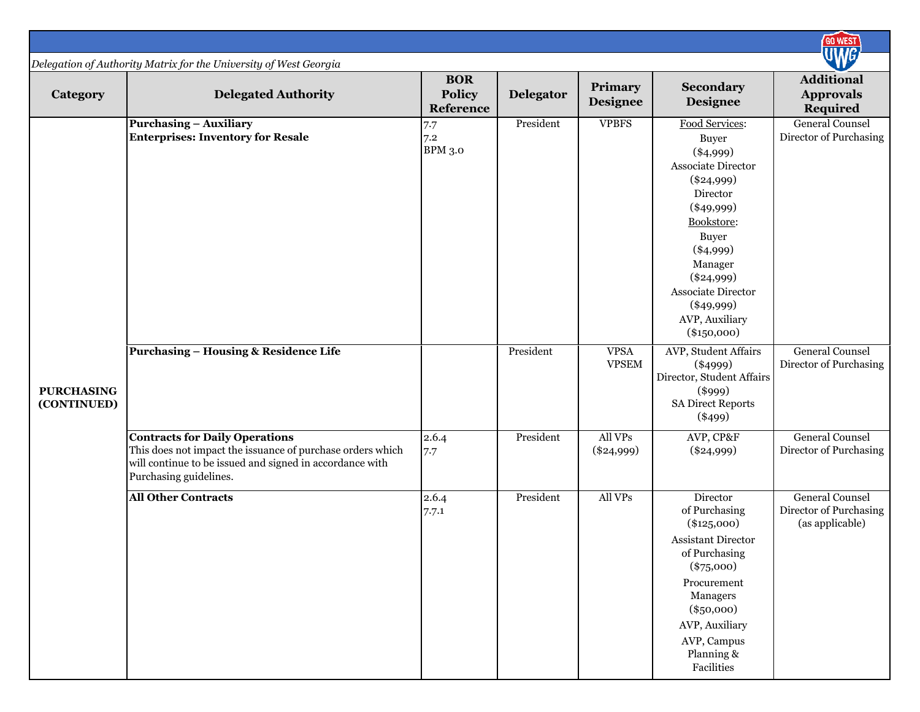*Delegation of Authority Matrix for the University of West Georgia*

| Category | Delegated Authority | BOR Policy Reference | Delegator | Primary Designee | Secondary Designee | Additional Approvals Required |
|---|---|---|---|---|---|---|
| **PURCHASING (CONTINUED)** | **Purchasing – Auxiliary Enterprises: Inventory for Resale** | 7.7<br>7.2<br>BPM 3.0 | President | VPBFS | Food Services:<br>Buyer ($4,999)<br>Associate Director ($24,999)<br>Director ($49,999)<br>Bookstore:<br>Buyer ($4,999)<br>Manager ($24,999)<br>Associate Director ($49,999)<br>AVP, Auxiliary ($150,000) | General Counsel<br>Director of Purchasing |
| | **Purchasing – Housing & Residence Life** | | President | VPSA<br>VPSEM | AVP, Student Affairs ($4999)<br>Director, Student Affairs ($999)<br>SA Direct Reports ($499) | General Counsel<br>Director of Purchasing |
| | **Contracts for Daily Operations**<br>This does not impact the issuance of purchase orders which will continue to be issued and signed in accordance with Purchasing guidelines. | 2.6.4<br>7.7 | President | All VPs ($24,999) | AVP, CP&F ($24,999) | General Counsel<br>Director of Purchasing |
| | **All Other Contracts** | 2.6.4<br>7.7.1 | President | All VPs | Director of Purchasing ($125,000)<br>Assistant Director of Purchasing ($75,000)<br>Procurement Managers ($50,000)<br>AVP, Auxiliary<br>AVP, Campus Planning & Facilities | General Counsel<br>Director of Purchasing (as applicable) |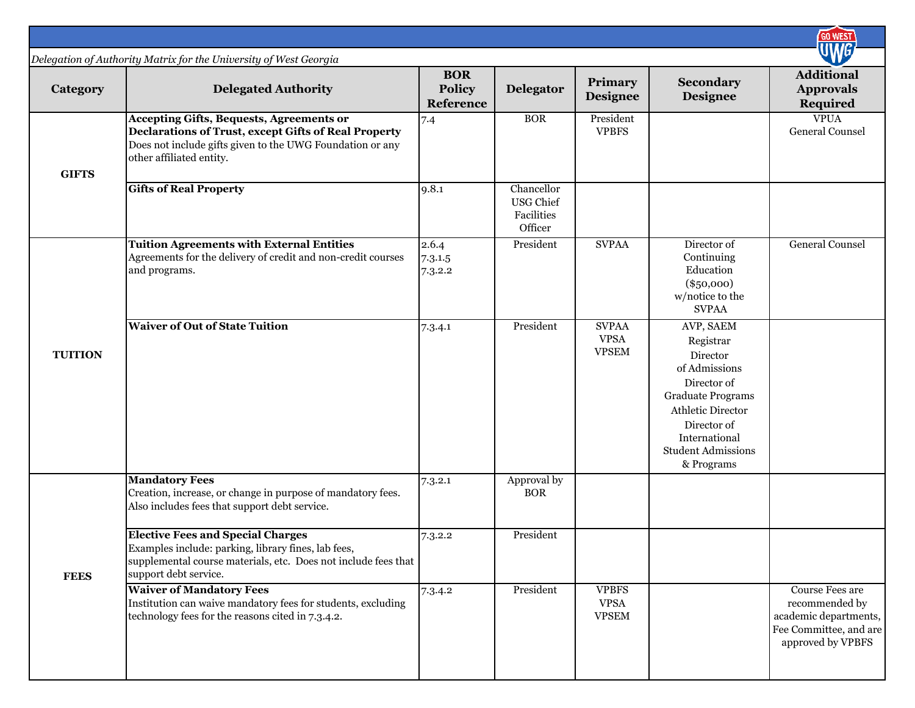*Delegation of Authority Matrix for the University of West Georgia*

| Category | Delegated Authority | BOR Policy Reference | Delegator | Primary Designee | Secondary Designee | Additional Approvals Required |
|---|---|---|---|---|---|---|
| GIFTS | **Accepting Gifts, Bequests, Agreements or Declarations of Trust, except Gifts of Real Property** Does not include gifts given to the UWG Foundation or any other affiliated entity. | 7.4 | BOR | President VPBFS | | VPUA General Counsel |
| | **Gifts of Real Property** | 9.8.1 | Chancellor USG Chief Facilities Officer | | | |
| TUITION | **Tuition Agreements with External Entities** Agreements for the delivery of credit and non-credit courses and programs. | 2.6.4 7.3.1.5 7.3.2.2 | President | SVPAA | Director of Continuing Education ($50,000) w/notice to the SVPAA | General Counsel |
| | **Waiver of Out of State Tuition** | 7.3.4.1 | President | SVPAA VPSA VPSEM | AVP, SAEM Registrar Director of Admissions Director of Graduate Programs Athletic Director Director of International Student Admissions & Programs | |
| FEES | **Mandatory Fees** Creation, increase, or change in purpose of mandatory fees. Also includes fees that support debt service. | 7.3.2.1 | Approval by BOR | | | |
| | **Elective Fees and Special Charges** Examples include: parking, library fines, lab fees, supplemental course materials, etc. Does not include fees that support debt service. | 7.3.2.2 | President | | | |
| | **Waiver of Mandatory Fees** Institution can waive mandatory fees for students, excluding technology fees for the reasons cited in 7.3.4.2. | 7.3.4.2 | President | VPBFS VPSA VPSEM | | Course Fees are recommended by academic departments, Fee Committee, and are approved by VPBFS |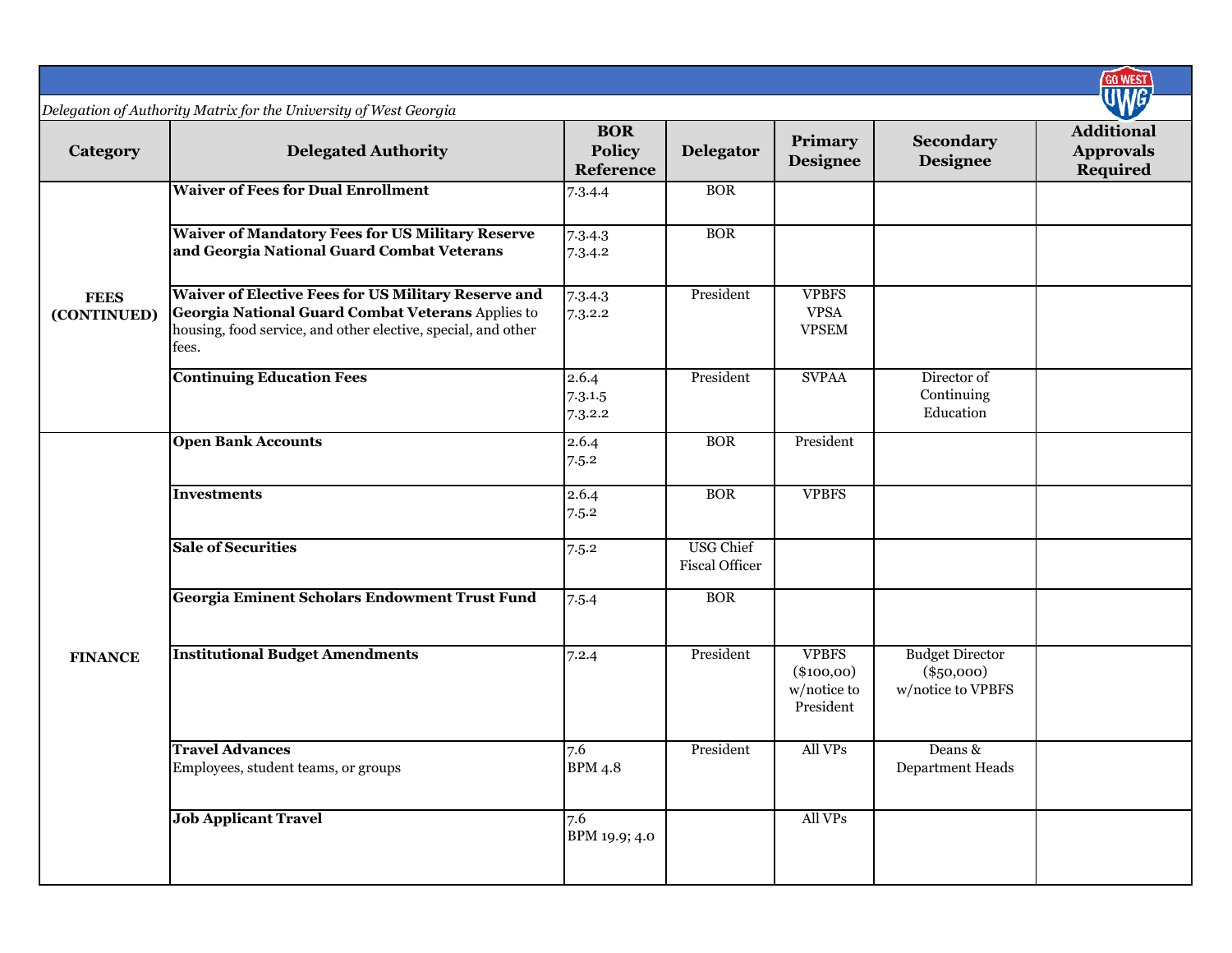*Delegation of Authority Matrix for the University of West Georgia*

| Category | Delegated Authority | BOR Policy Reference | Delegator | Primary Designee | Secondary Designee | Additional Approvals Required |
|---|---|---|---|---|---|---|
| FEES (CONTINUED) | **Waiver of Fees for Dual Enrollment** | 7.3.4.4 | BOR | | | |
| | **Waiver of Mandatory Fees for US Military Reserve and Georgia National Guard Combat Veterans** | 7.3.4.3<br>7.3.4.2 | BOR | | | |
| | **Waiver of Elective Fees for US Military Reserve and Georgia National Guard Combat Veterans** Applies to housing, food service, and other elective, special, and other fees. | 7.3.4.3<br>7.3.2.2 | President | VPBFS<br>VPSA<br>VPSEM | | |
| | **Continuing Education Fees** | 2.6.4<br>7.3.1.5<br>7.3.2.2 | President | SVPAA | Director of Continuing Education | |
| FINANCE | **Open Bank Accounts** | 2.6.4<br>7.5.2 | BOR | President | | |
| | **Investments** | 2.6.4<br>7.5.2 | BOR | VPBFS | | |
| | **Sale of Securities** | 7.5.2 | USG Chief Fiscal Officer | | | |
| | **Georgia Eminent Scholars Endowment Trust Fund** | 7.5.4 | BOR | | | |
| | **Institutional Budget Amendments** | 7.2.4 | President | VPBFS ($100,00) w/notice to President | Budget Director ($50,000) w/notice to VPBFS | |
| | **Travel Advances**<br>Employees, student teams, or groups | 7.6<br>BPM 4.8 | President | All VPs | Deans & Department Heads | |
| | **Job Applicant Travel** | 7.6<br>BPM 19.9; 4.0 | | All VPs | | |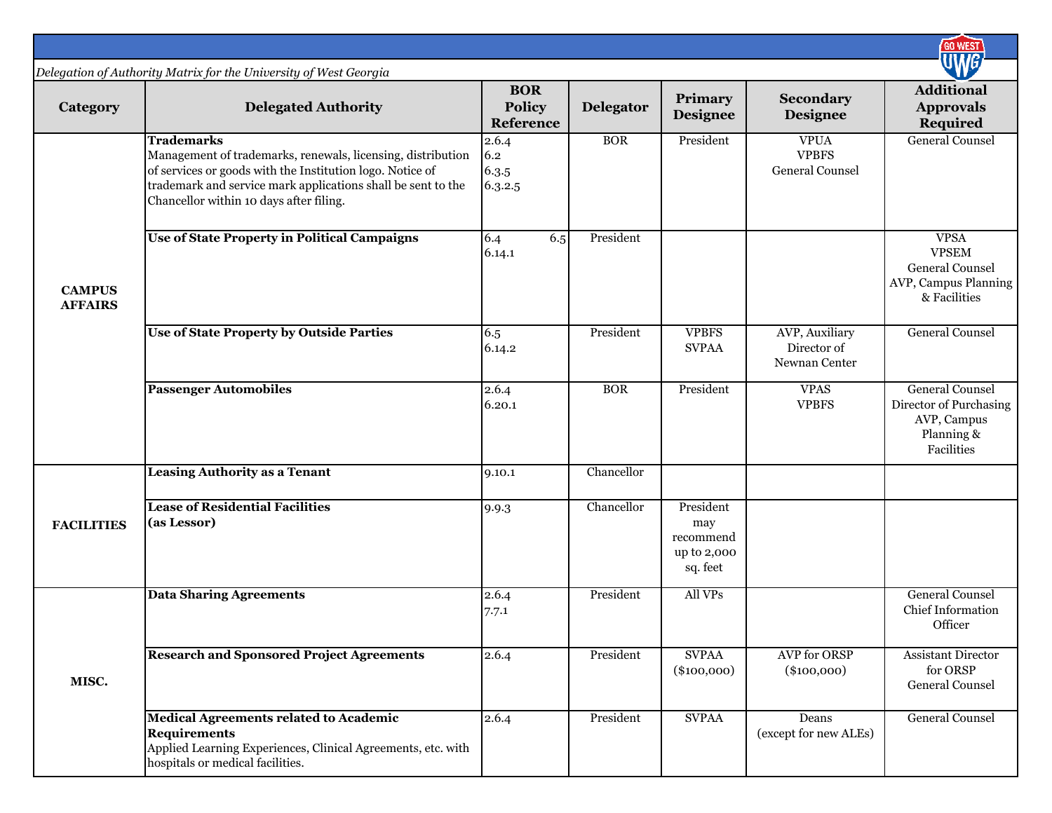*Delegation of Authority Matrix for the University of West Georgia*

| Category | Delegated Authority | BOR Policy Reference | Delegator | Primary Designee | Secondary Designee | Additional Approvals Required |
|---|---|---|---|---|---|---|
| CAMPUS AFFAIRS | **Trademarks**<br>Management of trademarks, renewals, licensing, distribution of services or goods with the Institution logo. Notice of trademark and service mark applications shall be sent to the Chancellor within 10 days after filing. | 2.6.4<br>6.2<br>6.3.5<br>6.3.2.5 | BOR | President | VPUA<br>VPBFS<br>General Counsel | General Counsel |
| | **Use of State Property in Political Campaigns** | 6.4 6.5<br>6.14.1 | President | | | VPSA<br>VPSEM<br>General Counsel<br>AVP, Campus Planning & Facilities |
| | **Use of State Property by Outside Parties** | 6.5<br>6.14.2 | President | VPBFS<br>SVPAA | AVP, Auxiliary<br>Director of Newnan Center | General Counsel |
| | **Passenger Automobiles** | 2.6.4<br>6.20.1 | BOR | President | VPAS<br>VPBFS | General Counsel<br>Director of Purchasing<br>AVP, Campus Planning & Facilities |
| FACILITIES | **Leasing Authority as a Tenant** | 9.10.1 | Chancellor | | | |
| | **Lease of Residential Facilities (as Lessor)** | 9.9.3 | Chancellor | President may recommend up to 2,000 sq. feet | | |
| MISC. | **Data Sharing Agreements** | 2.6.4<br>7.7.1 | President | All VPs | | General Counsel<br>Chief Information Officer |
| | **Research and Sponsored Project Agreements** | 2.6.4 | President | SVPAA<br>($100,000) | AVP for ORSP<br>($100,000) | Assistant Director for ORSP<br>General Counsel |
| | **Medical Agreements related to Academic Requirements**<br>Applied Learning Experiences, Clinical Agreements, etc. with hospitals or medical facilities. | 2.6.4 | President | SVPAA | Deans<br>(except for new ALEs) | General Counsel |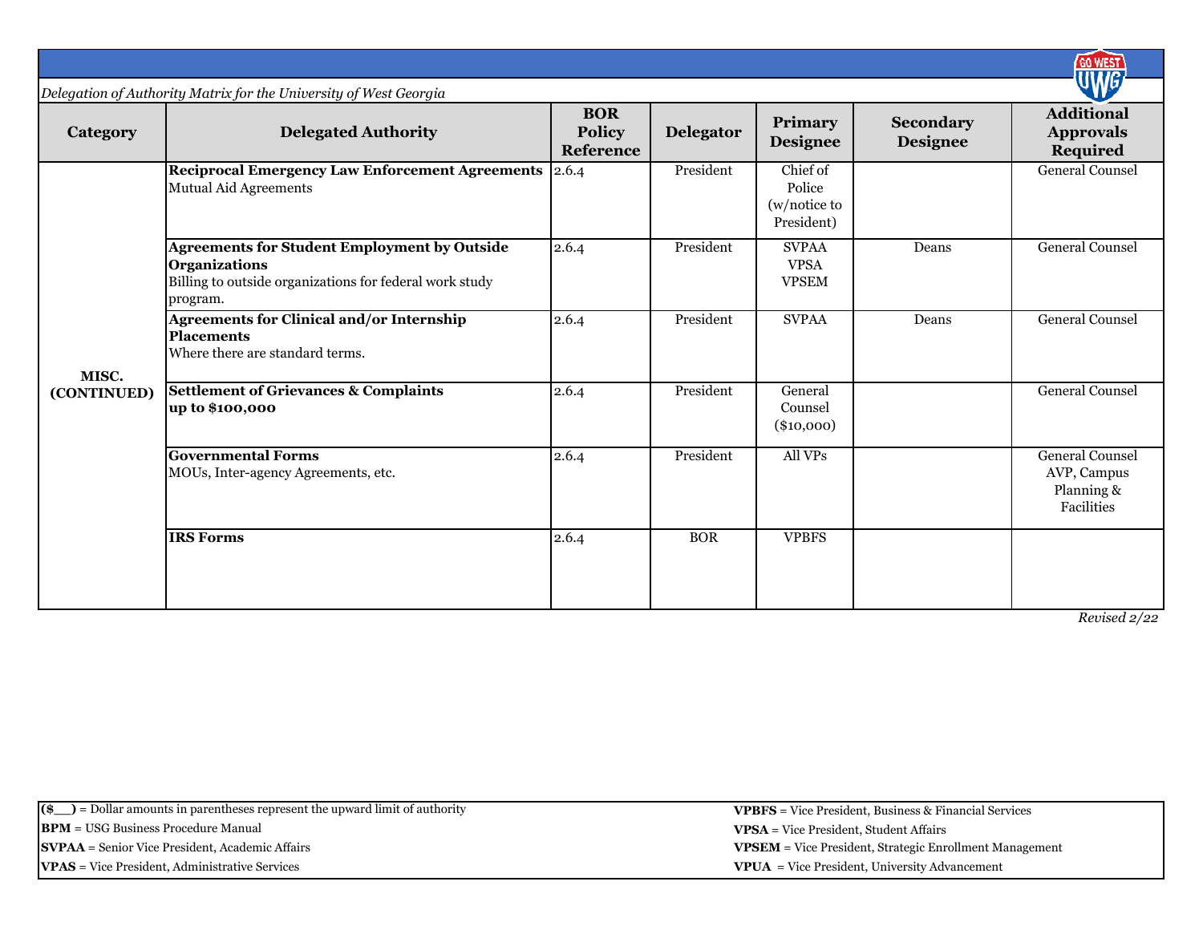*Delegation of Authority Matrix for the University of West Georgia*

| Category | Delegated Authority | BOR Policy Reference | Delegator | Primary Designee | Secondary Designee | Additional Approvals Required |
|---|---|---|---|---|---|---|
| MISC. (CONTINUED) | **Reciprocal Emergency Law Enforcement Agreements** Mutual Aid Agreements | 2.6.4 | President | Chief of Police (w/notice to President) | | General Counsel |
| | **Agreements for Student Employment by Outside Organizations** Billing to outside organizations for federal work study program. | 2.6.4 | President | SVPAA VPSA VPSEM | Deans | General Counsel |
| | **Agreements for Clinical and/or Internship Placements** Where there are standard terms. | 2.6.4 | President | SVPAA | Deans | General Counsel |
| | **Settlement of Grievances & Complaints up to $100,000** | 2.6.4 | President | General Counsel ($10,000) | | General Counsel |
| | **Governmental Forms** MOUs, Inter-agency Agreements, etc. | 2.6.4 | President | All VPs | | General Counsel AVP, Campus Planning & Facilities |
| | **IRS Forms** | 2.6.4 | BOR | VPBFS | | |

*Revised 2/22*

**($__)** = Dollar amounts in parentheses represent the upward limit of authority
**BPM** = USG Business Procedure Manual
**SVPAA** = Senior Vice President, Academic Affairs
**VPAS** = Vice President, Administrative Services
**VPBFS** = Vice President, Business & Financial Services
**VPSA** = Vice President, Student Affairs
**VPSEM** = Vice President, Strategic Enrollment Management
**VPUA** = Vice President, University Advancement